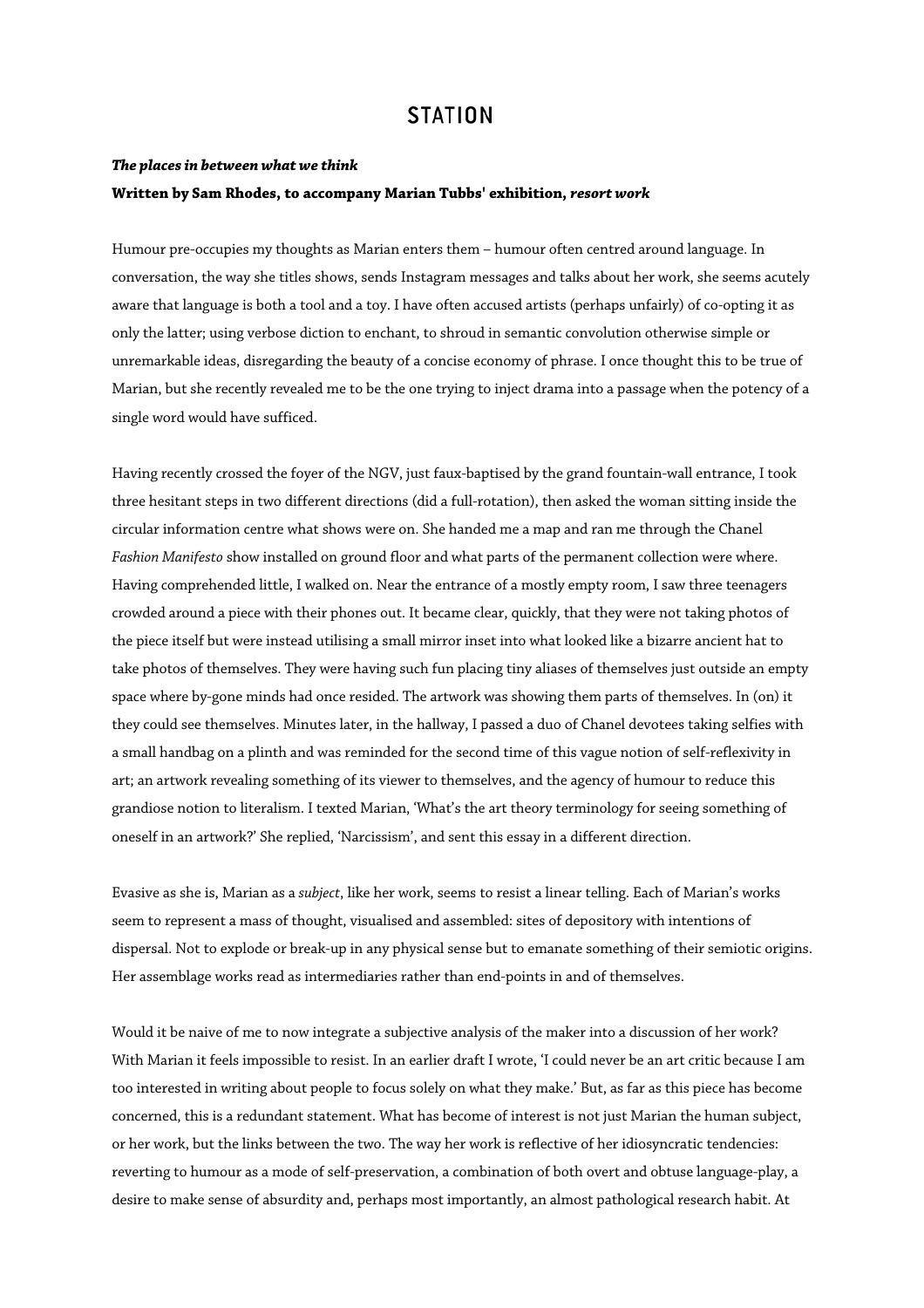# STATION

***The places in between what we think***

**Written by Sam Rhodes, to accompany Marian Tubbs' exhibition, *resort work***

Humour pre-occupies my thoughts as Marian enters them – humour often centred around language. In conversation, the way she titles shows, sends Instagram messages and talks about her work, she seems acutely aware that language is both a tool and a toy. I have often accused artists (perhaps unfairly) of co-opting it as only the latter; using verbose diction to enchant, to shroud in semantic convolution otherwise simple or unremarkable ideas, disregarding the beauty of a concise economy of phrase. I once thought this to be true of Marian, but she recently revealed me to be the one trying to inject drama into a passage when the potency of a single word would have sufficed.

Having recently crossed the foyer of the NGV, just faux-baptised by the grand fountain-wall entrance, I took three hesitant steps in two different directions (did a full-rotation), then asked the woman sitting inside the circular information centre what shows were on. She handed me a map and ran me through the Chanel *Fashion Manifesto* show installed on ground floor and what parts of the permanent collection were where. Having comprehended little, I walked on. Near the entrance of a mostly empty room, I saw three teenagers crowded around a piece with their phones out. It became clear, quickly, that they were not taking photos of the piece itself but were instead utilising a small mirror inset into what looked like a bizarre ancient hat to take photos of themselves. They were having such fun placing tiny aliases of themselves just outside an empty space where by-gone minds had once resided. The artwork was showing them parts of themselves. In (on) it they could see themselves. Minutes later, in the hallway, I passed a duo of Chanel devotees taking selfies with a small handbag on a plinth and was reminded for the second time of this vague notion of self-reflexivity in art; an artwork revealing something of its viewer to themselves, and the agency of humour to reduce this grandiose notion to literalism. I texted Marian, 'What's the art theory terminology for seeing something of oneself in an artwork?' She replied, 'Narcissism', and sent this essay in a different direction.

Evasive as she is, Marian as a *subject*, like her work, seems to resist a linear telling. Each of Marian's works seem to represent a mass of thought, visualised and assembled: sites of depository with intentions of dispersal. Not to explode or break-up in any physical sense but to emanate something of their semiotic origins. Her assemblage works read as intermediaries rather than end-points in and of themselves.

Would it be naive of me to now integrate a subjective analysis of the maker into a discussion of her work? With Marian it feels impossible to resist. In an earlier draft I wrote, 'I could never be an art critic because I am too interested in writing about people to focus solely on what they make.' But, as far as this piece has become concerned, this is a redundant statement. What has become of interest is not just Marian the human subject, or her work, but the links between the two. The way her work is reflective of her idiosyncratic tendencies: reverting to humour as a mode of self-preservation, a combination of both overt and obtuse language-play, a desire to make sense of absurdity and, perhaps most importantly, an almost pathological research habit. At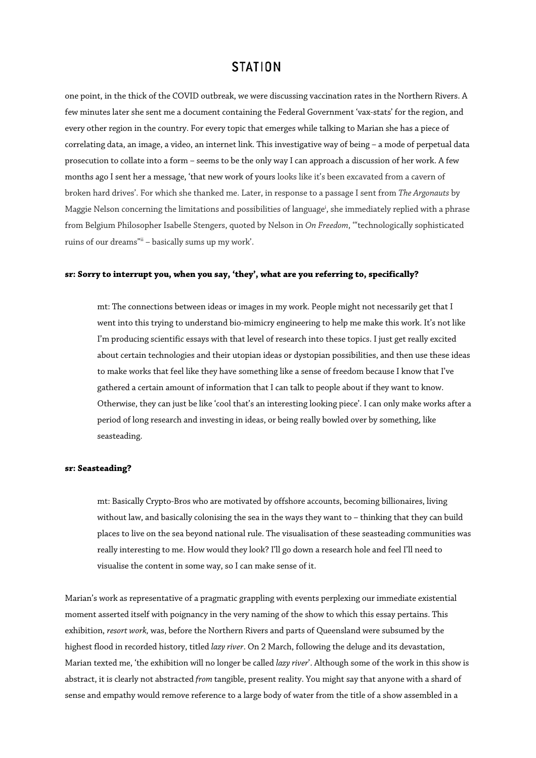one point, in the thick of the COVID outbreak, we were discussing vaccination rates in the Northern Rivers. A few minutes later she sent me a document containing the Federal Government 'vax-stats' for the region, and every other region in the country. For every topic that emerges while talking to Marian she has a piece of correlating data, an image, a video, an internet link. This investigative way of being – a mode of perpetual data prosecution to collate into a form – seems to be the only way I can approach a discussion of her work. A few months ago I sent her a message, 'that new work of yours looks like it's been excavated from a cavern of broken hard drives'. For which she thanked me. Later, in response to a passage I sent from *The Argonauts* by Maggie Nelson concerning the limitations and possibilities of language[i], she immediately replied with a phrase from Belgium Philosopher Isabelle Stengers, quoted by Nelson in *On Freedom*, '"technologically sophisticated ruins of our dreams"[ii] – basically sums up my work'.

**sr: Sorry to interrupt you, when you say, 'they', what are you referring to, specifically?**

> mt: The connections between ideas or images in my work. People might not necessarily get that I went into this trying to understand bio-mimicry engineering to help me make this work. It's not like I'm producing scientific essays with that level of research into these topics. I just get really excited about certain technologies and their utopian ideas or dystopian possibilities, and then use these ideas to make works that feel like they have something like a sense of freedom because I know that I've gathered a certain amount of information that I can talk to people about if they want to know. Otherwise, they can just be like 'cool that's an interesting looking piece'. I can only make works after a period of long research and investing in ideas, or being really bowled over by something, like seasteading.

**sr: Seasteading?**

> mt: Basically Crypto-Bros who are motivated by offshore accounts, becoming billionaires, living without law, and basically colonising the sea in the ways they want to – thinking that they can build places to live on the sea beyond national rule. The visualisation of these seasteading communities was really interesting to me. How would they look? I'll go down a research hole and feel I'll need to visualise the content in some way, so I can make sense of it.

Marian's work as representative of a pragmatic grappling with events perplexing our immediate existential moment asserted itself with poignancy in the very naming of the show to which this essay pertains. This exhibition, *resort work,* was, before the Northern Rivers and parts of Queensland were subsumed by the highest flood in recorded history, titled *lazy river*. On 2 March, following the deluge and its devastation, Marian texted me, 'the exhibition will no longer be called *lazy river*'. Although some of the work in this show is abstract, it is clearly not abstracted *from* tangible, present reality. You might say that anyone with a shard of sense and empathy would remove reference to a large body of water from the title of a show assembled in a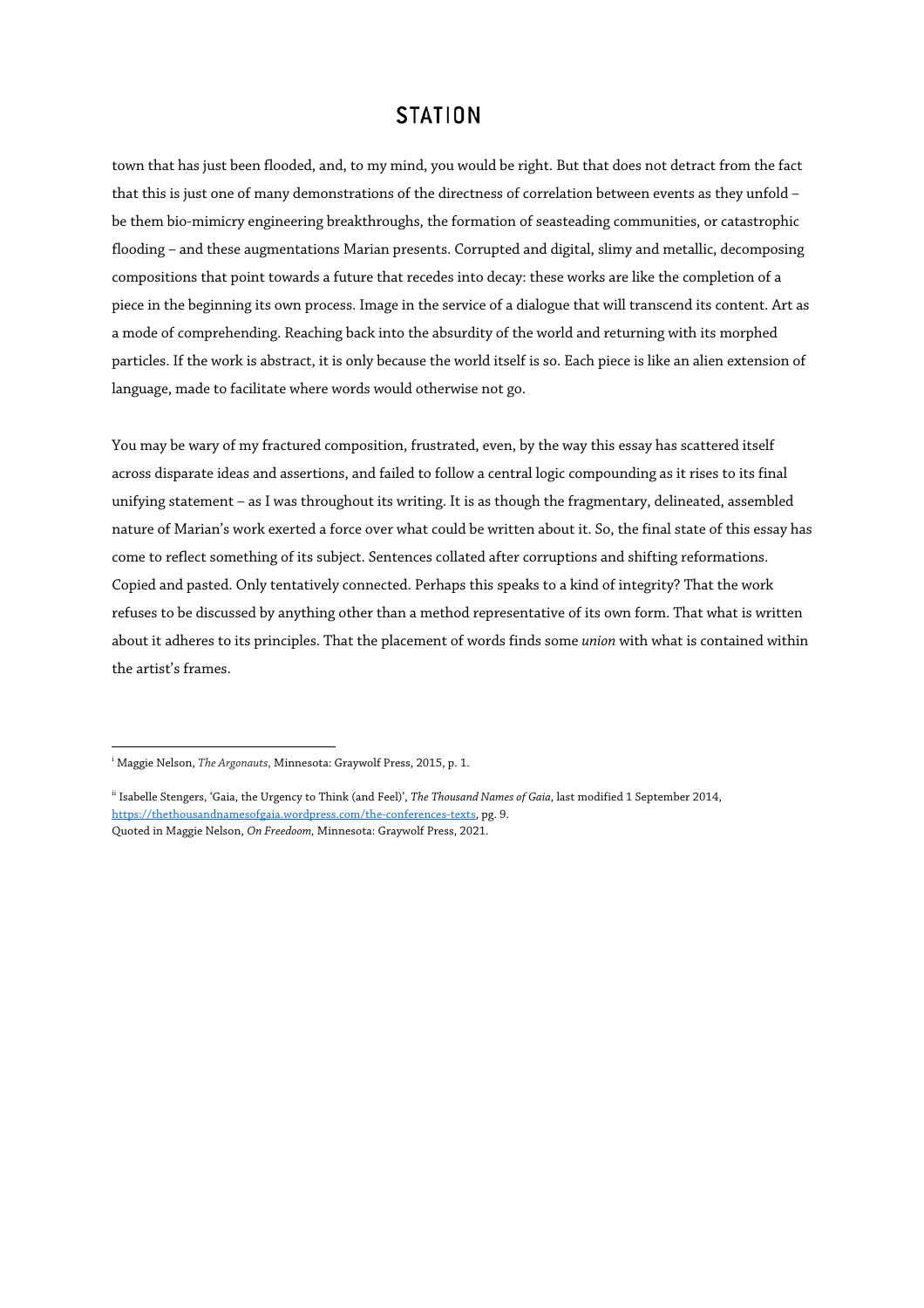town that has just been flooded, and, to my mind, you would be right. But that does not detract from the fact that this is just one of many demonstrations of the directness of correlation between events as they unfold – be them bio-mimicry engineering breakthroughs, the formation of seasteading communities, or catastrophic flooding – and these augmentations Marian presents. Corrupted and digital, slimy and metallic, decomposing compositions that point towards a future that recedes into decay: these works are like the completion of a piece in the beginning its own process. Image in the service of a dialogue that will transcend its content. Art as a mode of comprehending. Reaching back into the absurdity of the world and returning with its morphed particles. If the work is abstract, it is only because the world itself is so. Each piece is like an alien extension of language, made to facilitate where words would otherwise not go.

You may be wary of my fractured composition, frustrated, even, by the way this essay has scattered itself across disparate ideas and assertions, and failed to follow a central logic compounding as it rises to its final unifying statement – as I was throughout its writing. It is as though the fragmentary, delineated, assembled nature of Marian's work exerted a force over what could be written about it. So, the final state of this essay has come to reflect something of its subject. Sentences collated after corruptions and shifting reformations. Copied and pasted. Only tentatively connected. Perhaps this speaks to a kind of integrity? That the work refuses to be discussed by anything other than a method representative of its own form. That what is written about it adheres to its principles. That the placement of words finds some *union* with what is contained within the artist's frames.

---

[i] Maggie Nelson, *The Argonauts*, Minnesota: Graywolf Press, 2015, p. 1.

[ii] Isabelle Stengers, 'Gaia, the Urgency to Think (and Feel)', *The Thousand Names of Gaia*, last modified 1 September 2014, https://thethousandnamesofgaia.wordpress.com/the-conferences-texts, pg. 9.
Quoted in Maggie Nelson, *On Freedoom*, Minnesota: Graywolf Press, 2021.